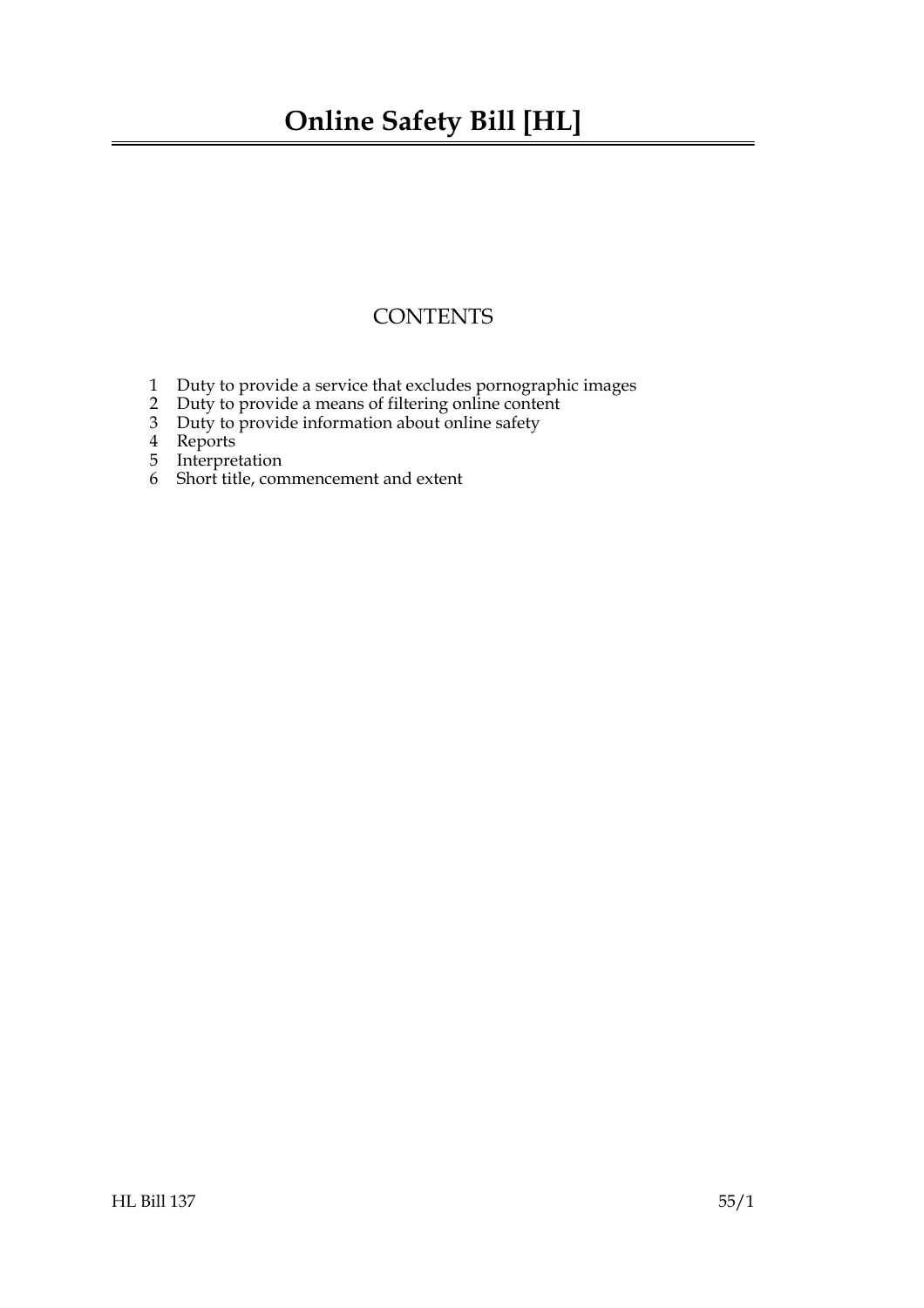# Online Safety Bill [HL]

## CONTENTS

1 Duty to provide a service that excludes pornographic images
2 Duty to provide a means of filtering online content
3 Duty to provide information about online safety
4 Reports
5 Interpretation
6 Short title, commencement and extent

HL Bill 137 55/1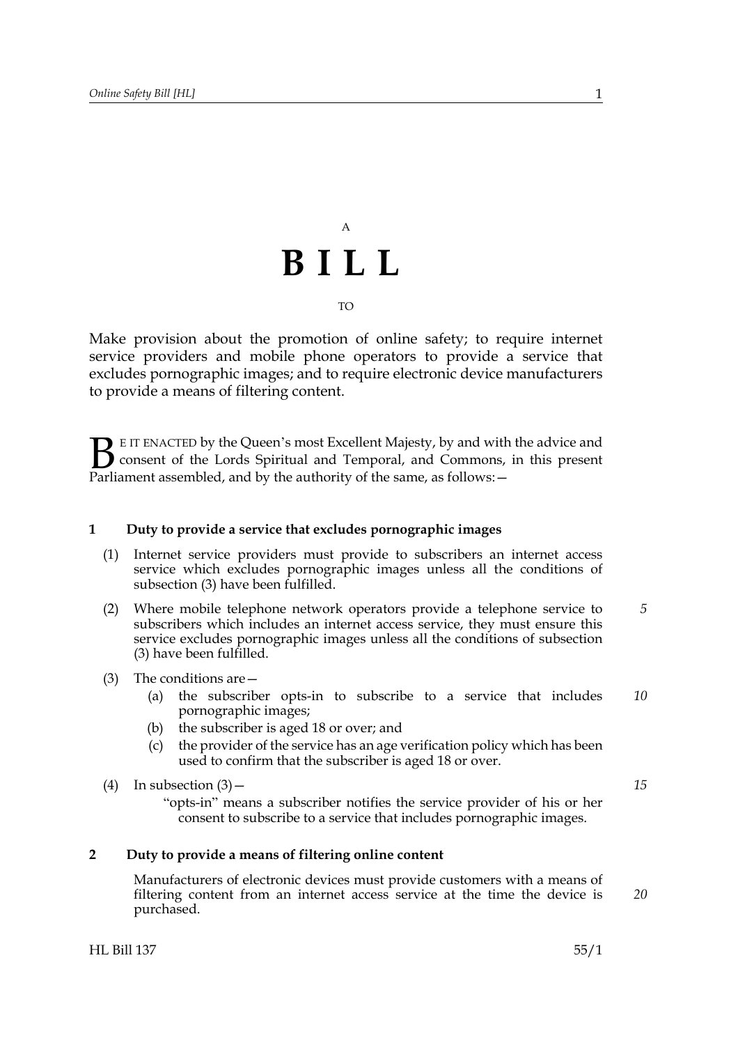A

# BILL

TO

Make provision about the promotion of online safety; to require internet service providers and mobile phone operators to provide a service that excludes pornographic images; and to require electronic device manufacturers to provide a means of filtering content.

BE IT ENACTED by the Queen's most Excellent Majesty, by and with the advice and consent of the Lords Spiritual and Temporal, and Commons, in this present Parliament assembled, and by the authority of the same, as follows:—

## 1 Duty to provide a service that excludes pornographic images

(1) Internet service providers must provide to subscribers an internet access service which excludes pornographic images unless all the conditions of subsection (3) have been fulfilled.

(2) Where mobile telephone network operators provide a telephone service to subscribers which includes an internet access service, they must ensure this service excludes pornographic images unless all the conditions of subsection (3) have been fulfilled.

(3) The conditions are—

(a) the subscriber opts-in to subscribe to a service that includes pornographic images;

(b) the subscriber is aged 18 or over; and

(c) the provider of the service has an age verification policy which has been used to confirm that the subscriber is aged 18 or over.

(4) In subsection (3)—

"opts-in" means a subscriber notifies the service provider of his or her consent to subscribe to a service that includes pornographic images.

## 2 Duty to provide a means of filtering online content

Manufacturers of electronic devices must provide customers with a means of filtering content from an internet access service at the time the device is purchased.

HL Bill 137 55/1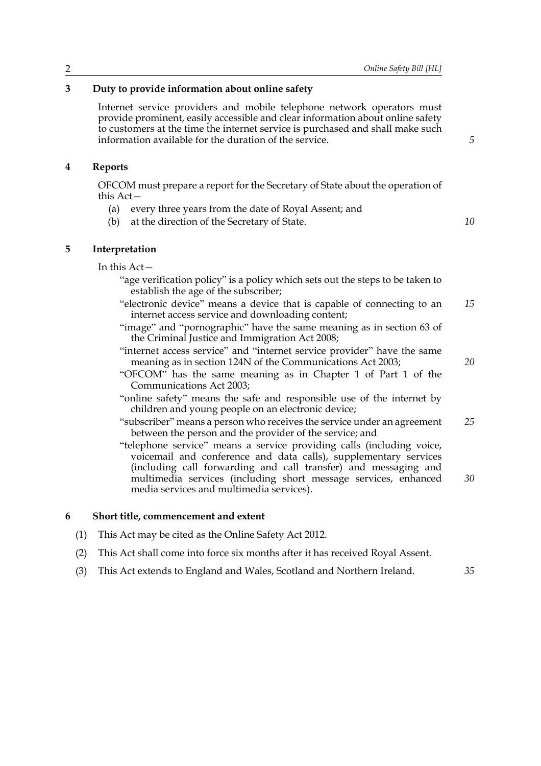## 3 Duty to provide information about online safety

Internet service providers and mobile telephone network operators must provide prominent, easily accessible and clear information about online safety to customers at the time the internet service is purchased and shall make such information available for the duration of the service.

## 4 Reports

OFCOM must prepare a report for the Secretary of State about the operation of this Act—

(a) every three years from the date of Royal Assent; and

(b) at the direction of the Secretary of State.

## 5 Interpretation

In this Act—

"age verification policy" is a policy which sets out the steps to be taken to establish the age of the subscriber;

"electronic device" means a device that is capable of connecting to an internet access service and downloading content;

"image" and "pornographic" have the same meaning as in section 63 of the Criminal Justice and Immigration Act 2008;

"internet access service" and "internet service provider" have the same meaning as in section 124N of the Communications Act 2003;

"OFCOM" has the same meaning as in Chapter 1 of Part 1 of the Communications Act 2003;

"online safety" means the safe and responsible use of the internet by children and young people on an electronic device;

"subscriber" means a person who receives the service under an agreement between the person and the provider of the service; and

"telephone service" means a service providing calls (including voice, voicemail and conference and data calls), supplementary services (including call forwarding and call transfer) and messaging and multimedia services (including short message services, enhanced media services and multimedia services).

## 6 Short title, commencement and extent

(1) This Act may be cited as the Online Safety Act 2012.

(2) This Act shall come into force six months after it has received Royal Assent.

(3) This Act extends to England and Wales, Scotland and Northern Ireland.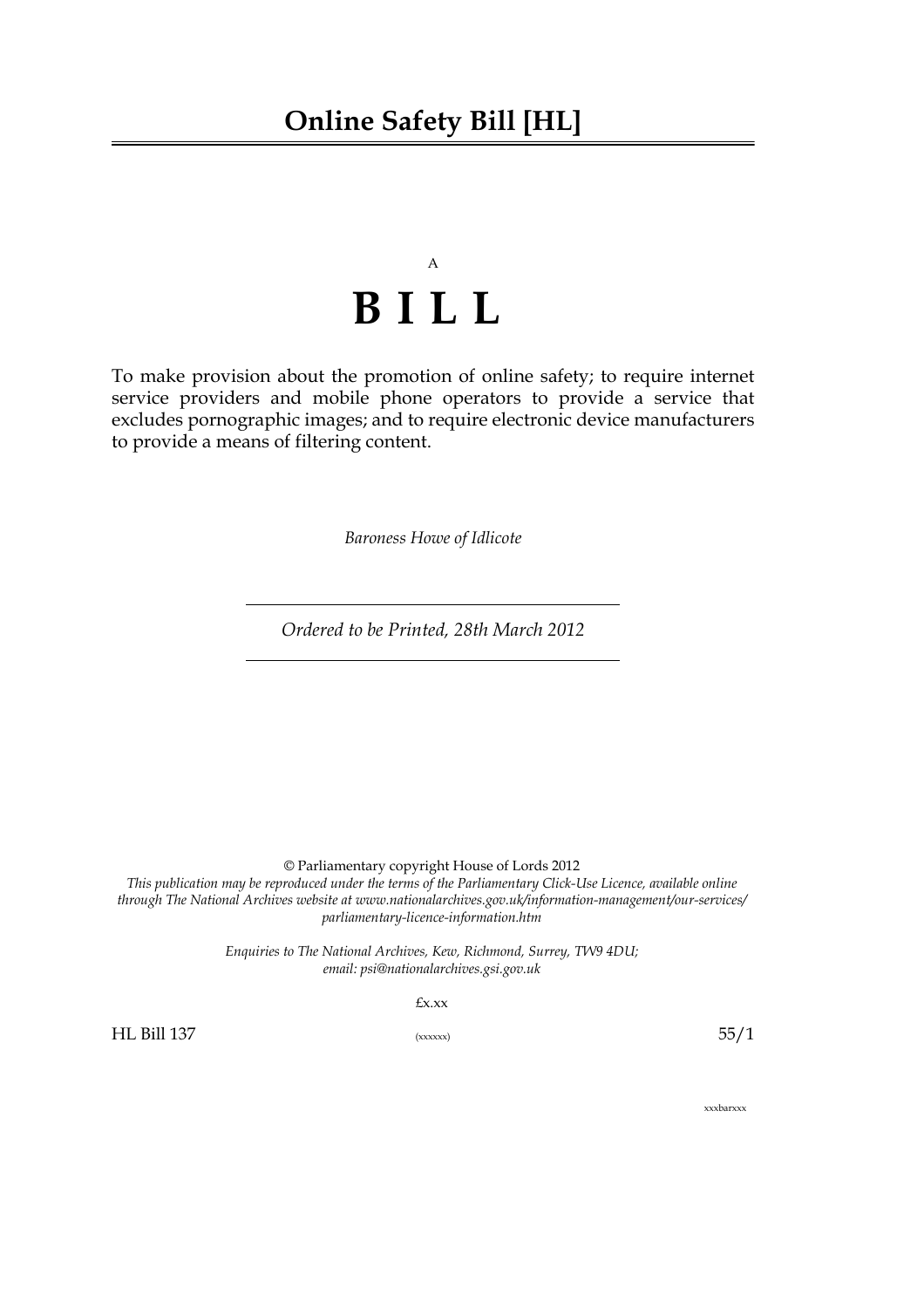# Online Safety Bill [HL]

A

# B I L L

To make provision about the promotion of online safety; to require internet service providers and mobile phone operators to provide a service that excludes pornographic images; and to require electronic device manufacturers to provide a means of filtering content.

*Baroness Howe of Idlicote*

*Ordered to be Printed, 28th March 2012*

© Parliamentary copyright House of Lords 2012
*This publication may be reproduced under the terms of the Parliamentary Click-Use Licence, available online through The National Archives website at www.nationalarchives.gov.uk/information-management/our-services/parliamentary-licence-information.htm*

*Enquiries to The National Archives, Kew, Richmond, Surrey, TW9 4DU; email: psi@nationalarchives.gsi.gov.uk*

£x.xx

HL Bill 137 (xxxxxx) 55/1

xxxbarxxx